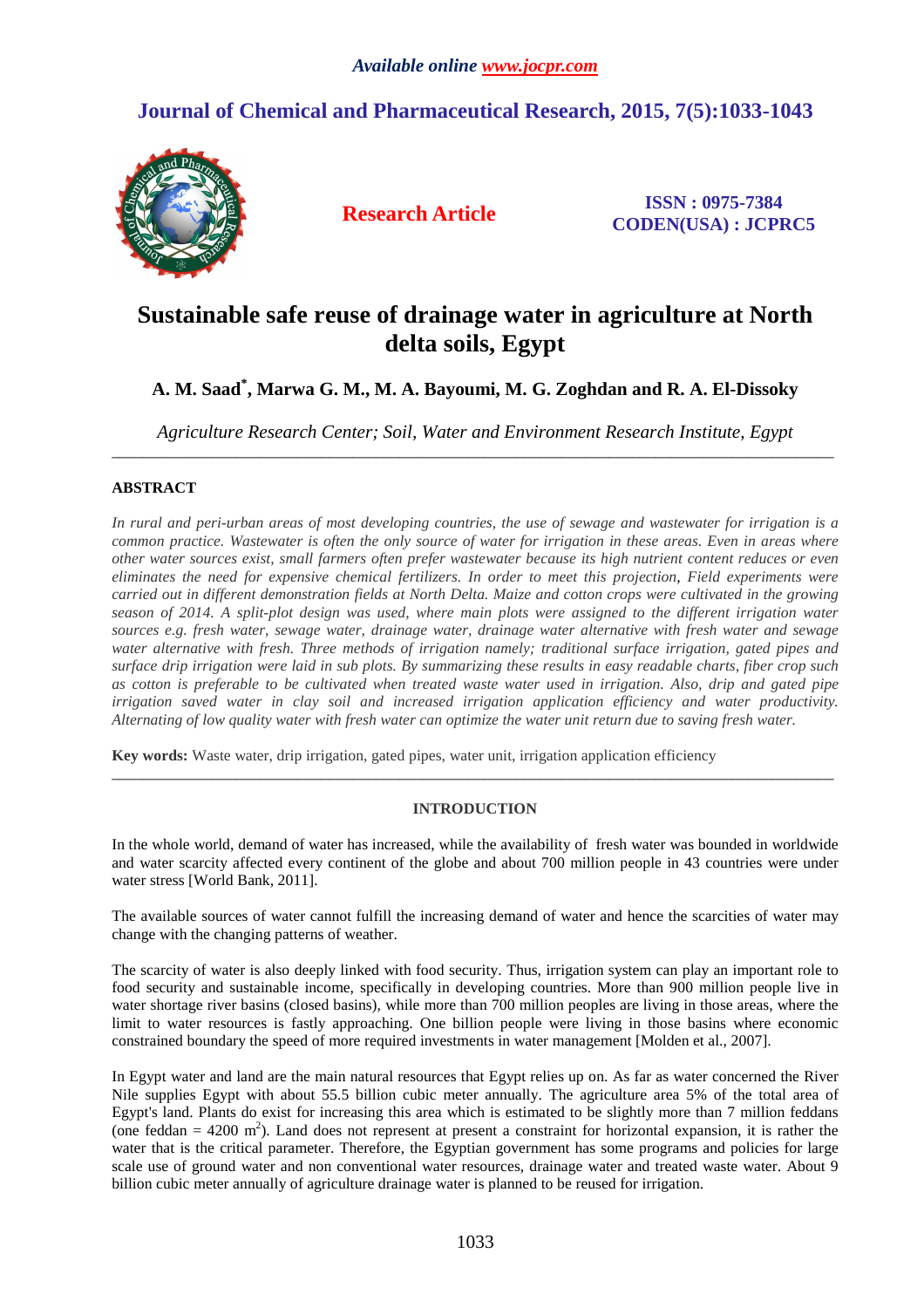# Sustainable safe reuse of drainage water in agriculture at North delta soils, Egypt

**A. M. Saad[*], Marwa G. M., M. A. Bayoumi, M. G. Zoghdan and R. A. El-Dissoky**

*Agriculture Research Center; Soil, Water and Environment Research Institute, Egypt*

---

## ABSTRACT

*In rural and peri-urban areas of most developing countries, the use of sewage and wastewater for irrigation is a common practice. Wastewater is often the only source of water for irrigation in these areas. Even in areas where other water sources exist, small farmers often prefer wastewater because its high nutrient content reduces or even eliminates the need for expensive chemical fertilizers. In order to meet this projection, Field experiments were carried out in different demonstration fields at North Delta. Maize and cotton crops were cultivated in the growing season of 2014. A split-plot design was used, where main plots were assigned to the different irrigation water sources e.g. fresh water, sewage water, drainage water, drainage water alternative with fresh water and sewage water alternative with fresh. Three methods of irrigation namely; traditional surface irrigation, gated pipes and surface drip irrigation were laid in sub plots. By summarizing these results in easy readable charts, fiber crop such as cotton is preferable to be cultivated when treated waste water used in irrigation. Also, drip and gated pipe irrigation saved water in clay soil and increased irrigation application efficiency and water productivity. Alternating of low quality water with fresh water can optimize the water unit return due to saving fresh water.*

**Key words:** Waste water, drip irrigation, gated pipes, water unit, irrigation application efficiency

---

## INTRODUCTION

In the whole world, demand of water has increased, while the availability of fresh water was bounded in worldwide and water scarcity affected every continent of the globe and about 700 million people in 43 countries were under water stress [World Bank, 2011].

The available sources of water cannot fulfill the increasing demand of water and hence the scarcities of water may change with the changing patterns of weather.

The scarcity of water is also deeply linked with food security. Thus, irrigation system can play an important role to food security and sustainable income, specifically in developing countries. More than 900 million people live in water shortage river basins (closed basins), while more than 700 million peoples are living in those areas, where the limit to water resources is fastly approaching. One billion people were living in those basins where economic constrained boundary the speed of more required investments in water management [Molden et al., 2007].

In Egypt water and land are the main natural resources that Egypt relies up on. As far as water concerned the River Nile supplies Egypt with about 55.5 billion cubic meter annually. The agriculture area 5% of the total area of Egypt's land. Plants do exist for increasing this area which is estimated to be slightly more than 7 million feddans (one feddan = 4200 $m^2$). Land does not represent at present a constraint for horizontal expansion, it is rather the water that is the critical parameter. Therefore, the Egyptian government has some programs and policies for large scale use of ground water and non conventional water resources, drainage water and treated waste water. About 9 billion cubic meter annually of agriculture drainage water is planned to be reused for irrigation.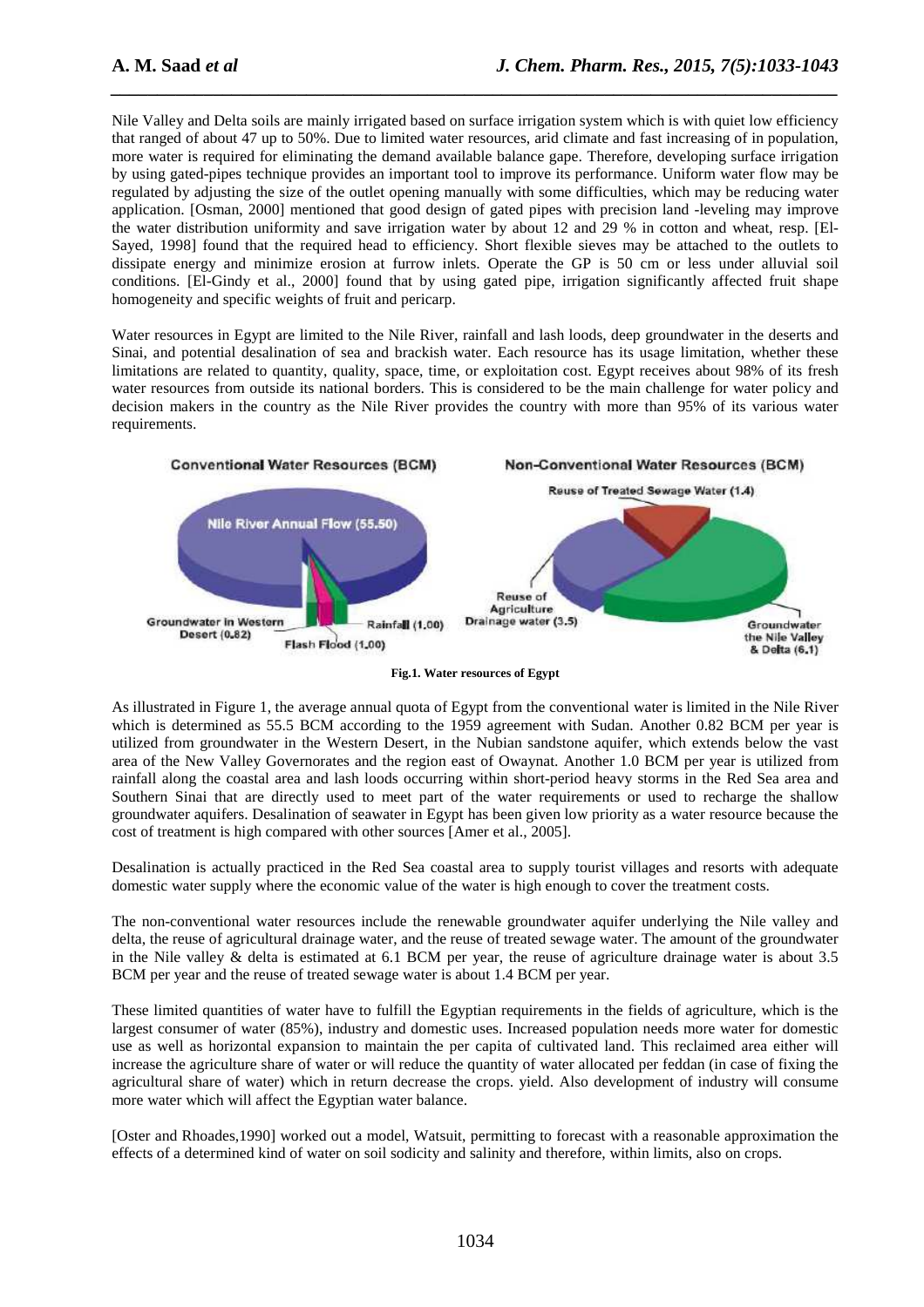Nile Valley and Delta soils are mainly irrigated based on surface irrigation system which is with quiet low efficiency that ranged of about 47 up to 50%. Due to limited water resources, arid climate and fast increasing of in population, more water is required for eliminating the demand available balance gape. Therefore, developing surface irrigation by using gated-pipes technique provides an important tool to improve its performance. Uniform water flow may be regulated by adjusting the size of the outlet opening manually with some difficulties, which may be reducing water application. [Osman, 2000] mentioned that good design of gated pipes with precision land -leveling may improve the water distribution uniformity and save irrigation water by about 12 and 29 % in cotton and wheat, resp. [El-Sayed, 1998] found that the required head to efficiency. Short flexible sieves may be attached to the outlets to dissipate energy and minimize erosion at furrow inlets. Operate the GP is 50 cm or less under alluvial soil conditions. [El-Gindy et al., 2000] found that by using gated pipe, irrigation significantly affected fruit shape homogeneity and specific weights of fruit and pericarp.

Water resources in Egypt are limited to the Nile River, rainfall and lash loods, deep groundwater in the deserts and Sinai, and potential desalination of sea and brackish water. Each resource has its usage limitation, whether these limitations are related to quantity, quality, space, time, or exploitation cost. Egypt receives about 98% of its fresh water resources from outside its national borders. This is considered to be the main challenge for water policy and decision makers in the country as the Nile River provides the country with more than 95% of its various water requirements.

**Fig.1. Water resources of Egypt**

As illustrated in Figure 1, the average annual quota of Egypt from the conventional water is limited in the Nile River which is determined as 55.5 BCM according to the 1959 agreement with Sudan. Another 0.82 BCM per year is utilized from groundwater in the Western Desert, in the Nubian sandstone aquifer, which extends below the vast area of the New Valley Governorates and the region east of Owaynat. Another 1.0 BCM per year is utilized from rainfall along the coastal area and lash loods occurring within short-period heavy storms in the Red Sea area and Southern Sinai that are directly used to meet part of the water requirements or used to recharge the shallow groundwater aquifers. Desalination of seawater in Egypt has been given low priority as a water resource because the cost of treatment is high compared with other sources [Amer et al., 2005].

Desalination is actually practiced in the Red Sea coastal area to supply tourist villages and resorts with adequate domestic water supply where the economic value of the water is high enough to cover the treatment costs.

The non-conventional water resources include the renewable groundwater aquifer underlying the Nile valley and delta, the reuse of agricultural drainage water, and the reuse of treated sewage water. The amount of the groundwater in the Nile valley & delta is estimated at 6.1 BCM per year, the reuse of agriculture drainage water is about 3.5 BCM per year and the reuse of treated sewage water is about 1.4 BCM per year.

These limited quantities of water have to fulfill the Egyptian requirements in the fields of agriculture, which is the largest consumer of water (85%), industry and domestic uses. Increased population needs more water for domestic use as well as horizontal expansion to maintain the per capita of cultivated land. This reclaimed area either will increase the agriculture share of water or will reduce the quantity of water allocated per feddan (in case of fixing the agricultural share of water) which in return decrease the crops. yield. Also development of industry will consume more water which will affect the Egyptian water balance.

[Oster and Rhoades,1990] worked out a model, Watsuit, permitting to forecast with a reasonable approximation the effects of a determined kind of water on soil sodicity and salinity and therefore, within limits, also on crops.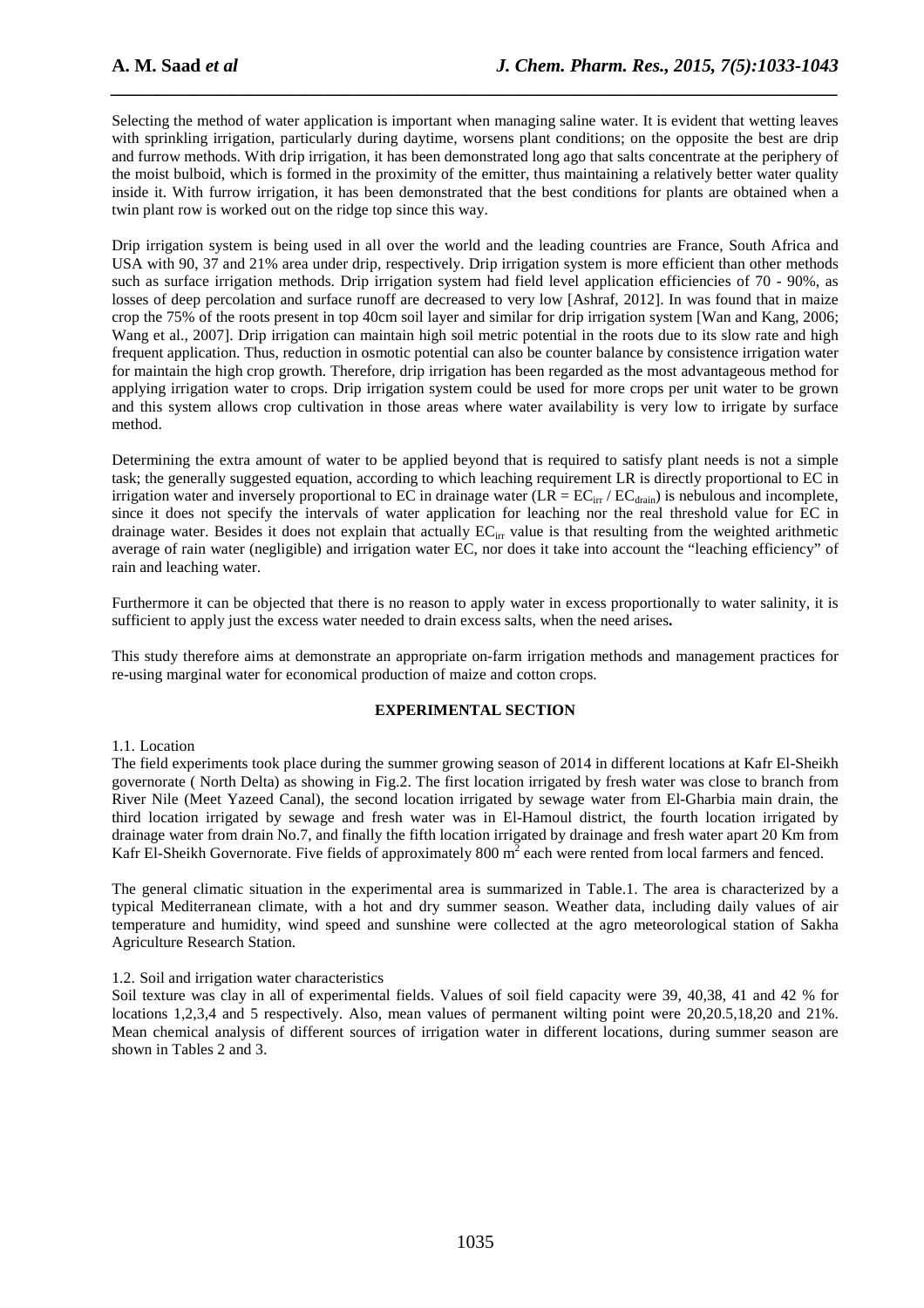Selecting the method of water application is important when managing saline water. It is evident that wetting leaves with sprinkling irrigation, particularly during daytime, worsens plant conditions; on the opposite the best are drip and furrow methods. With drip irrigation, it has been demonstrated long ago that salts concentrate at the periphery of the moist bulboid, which is formed in the proximity of the emitter, thus maintaining a relatively better water quality inside it. With furrow irrigation, it has been demonstrated that the best conditions for plants are obtained when a twin plant row is worked out on the ridge top since this way.

Drip irrigation system is being used in all over the world and the leading countries are France, South Africa and USA with 90, 37 and 21% area under drip, respectively. Drip irrigation system is more efficient than other methods such as surface irrigation methods. Drip irrigation system had field level application efficiencies of 70 - 90%, as losses of deep percolation and surface runoff are decreased to very low [Ashraf, 2012]. In was found that in maize crop the 75% of the roots present in top 40cm soil layer and similar for drip irrigation system [Wan and Kang, 2006; Wang et al., 2007]. Drip irrigation can maintain high soil metric potential in the roots due to its slow rate and high frequent application. Thus, reduction in osmotic potential can also be counter balance by consistence irrigation water for maintain the high crop growth. Therefore, drip irrigation has been regarded as the most advantageous method for applying irrigation water to crops. Drip irrigation system could be used for more crops per unit water to be grown and this system allows crop cultivation in those areas where water availability is very low to irrigate by surface method.

Determining the extra amount of water to be applied beyond that is required to satisfy plant needs is not a simple task; the generally suggested equation, according to which leaching requirement LR is directly proportional to EC in irrigation water and inversely proportional to EC in drainage water ($LR = EC_{irr} / EC_{drain}$) is nebulous and incomplete, since it does not specify the intervals of water application for leaching nor the real threshold value for EC in drainage water. Besides it does not explain that actually $EC_{irr}$ value is that resulting from the weighted arithmetic average of rain water (negligible) and irrigation water EC, nor does it take into account the "leaching efficiency" of rain and leaching water.

Furthermore it can be objected that there is no reason to apply water in excess proportionally to water salinity, it is sufficient to apply just the excess water needed to drain excess salts, when the need arises**.**

This study therefore aims at demonstrate an appropriate on-farm irrigation methods and management practices for re-using marginal water for economical production of maize and cotton crops.

## EXPERIMENTAL SECTION

1.1. Location

The field experiments took place during the summer growing season of 2014 in different locations at Kafr El-Sheikh governorate ( North Delta) as showing in Fig.2. The first location irrigated by fresh water was close to branch from River Nile (Meet Yazeed Canal), the second location irrigated by sewage water from El-Gharbia main drain, the third location irrigated by sewage and fresh water was in El-Hamoul district, the fourth location irrigated by drainage water from drain No.7, and finally the fifth location irrigated by drainage and fresh water apart 20 Km from Kafr El-Sheikh Governorate. Five fields of approximately 800 $m^2$ each were rented from local farmers and fenced.

The general climatic situation in the experimental area is summarized in Table.1. The area is characterized by a typical Mediterranean climate, with a hot and dry summer season. Weather data, including daily values of air temperature and humidity, wind speed and sunshine were collected at the agro meteorological station of Sakha Agriculture Research Station.

1.2. Soil and irrigation water characteristics

Soil texture was clay in all of experimental fields. Values of soil field capacity were 39, 40,38, 41 and 42 % for locations 1,2,3,4 and 5 respectively. Also, mean values of permanent wilting point were 20,20.5,18,20 and 21%. Mean chemical analysis of different sources of irrigation water in different locations, during summer season are shown in Tables 2 and 3.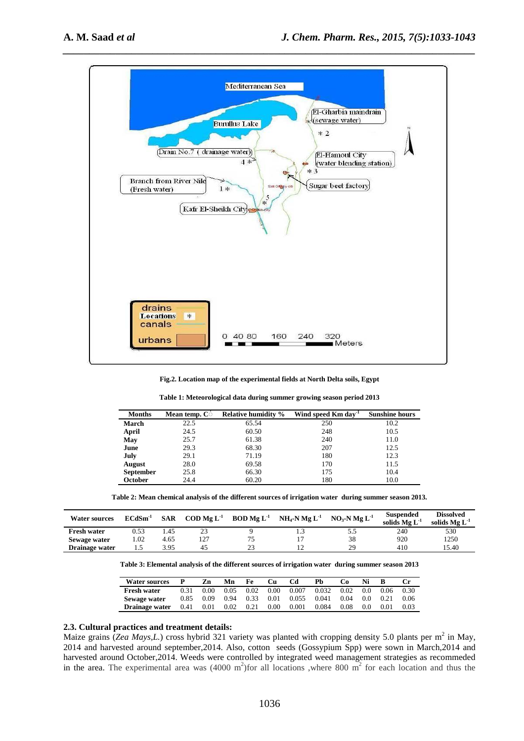Fig.2. Location map of the experimental fields at North Delta soils, Egypt

**Table 1: Meteorological data during summer growing season period 2013**

| Months | Mean temp. C° | Relative humidity % | Wind speed Km day$^{-1}$ | Sunshine hours |
|---|---|---|---|---|
| **March** | 22.5 | 65.54 | 250 | 10.2 |
| **April** | 24.5 | 60.50 | 248 | 10.5 |
| **May** | 25.7 | 61.38 | 240 | 11.0 |
| **June** | 29.3 | 68.30 | 207 | 12.5 |
| **July** | 29.1 | 71.19 | 180 | 12.3 |
| **August** | 28.0 | 69.58 | 170 | 11.5 |
| **September** | 25.8 | 66.30 | 175 | 10.4 |
| **October** | 24.4 | 60.20 | 180 | 10.0 |

**Table 2: Mean chemical analysis of the different sources of irrigation water during summer season 2013.**

| Water sources | ECdSm$^{-1}$ | SAR | COD Mg L$^{-1}$ | BOD Mg L$^{-1}$ | $NH_4$-N Mg L$^{-1}$ | $NO_3$-N Mg L$^{-1}$ | Suspended solids Mg L$^{-1}$ | Dissolved solids Mg L$^{-1}$ |
|---|---|---|---|---|---|---|---|---|
| **Fresh water** | 0.53 | 1.45 | 23 | 9 | 1.3 | 5.5 | 240 | 530 |
| **Sewage water** | 1.02 | 4.65 | 127 | 75 | 17 | 38 | 920 | 1250 |
| **Drainage water** | 1.5 | 3.95 | 45 | 23 | 12 | 29 | 410 | 15.40 |

**Table 3: Elemental analysis of the different sources of irrigation water during summer season 2013**

| Water sources | P | Zn | Mn | Fe | Cu | Cd | Pb | Co | Ni | B | Cr |
|---|---|---|---|---|---|---|---|---|---|---|---|
| **Fresh water** | 0.31 | 0.00 | 0.05 | 0.02 | 0.00 | 0.007 | 0.032 | 0.02 | 0.0 | 0.06 | 0.30 |
| **Sewage water** | 0.85 | 0.09 | 0.94 | 0.33 | 0.01 | 0.055 | 0.041 | 0.04 | 0.0 | 0.21 | 0.06 |
| **Drainage water** | 0.41 | 0.01 | 0.02 | 0.21 | 0.00 | 0.001 | 0.084 | 0.08 | 0.0 | 0.01 | 0.03 |

### 2.3. Cultural practices and treatment details:

Maize grains (*Zea Mays,L.*) cross hybrid 321 variety was planted with cropping density 5.0 plants per m$^2$ in May, 2014 and harvested around september,2014. Also, cotton seeds (Gossypium Spp) were sown in March,2014 and harvested around October,2014. Weeds were controlled by integrated weed management strategies as recommeded in the area. The experimental area was (4000 m$^2$)for all locations ,where 800 m$^2$ for each location and thus the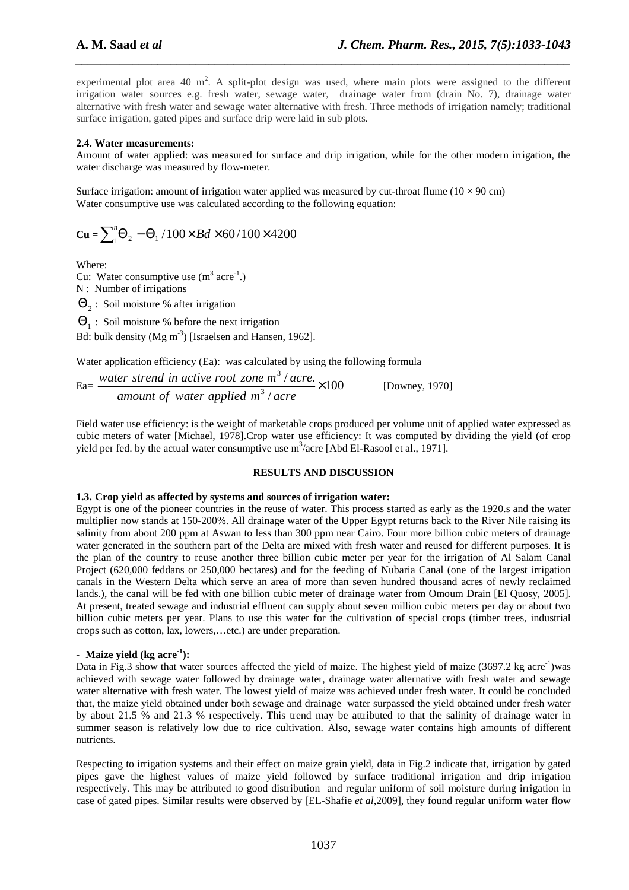experimental plot area 40 $m^2$. A split-plot design was used, where main plots were assigned to the different irrigation water sources e.g. fresh water, sewage water, drainage water from (drain No. 7), drainage water alternative with fresh water and sewage water alternative with fresh. Three methods of irrigation namely; traditional surface irrigation, gated pipes and surface drip were laid in sub plots.

**2.4. Water measurements:**

Amount of water applied: was measured for surface and drip irrigation, while for the other modern irrigation, the water discharge was measured by flow-meter.

Surface irrigation: amount of irrigation water applied was measured by cut-throat flume (10 × 90 cm)
Water consumptive use was calculated according to the following equation:

$$\mathbf{Cu} = \sum_{1}^{n} \Theta_2 - \Theta_1 / 100 \times Bd \times 60 / 100 \times 4200$$

Where:
Cu: Water consumptive use ($m^3$ $acre^{-1}$.)
N : Number of irrigations
$\Theta_2$ : Soil moisture % after irrigation
$\Theta_1$ : Soil moisture % before the next irrigation
Bd: bulk density (Mg $m^{-3}$) [Israelsen and Hansen, 1962].

Water application efficiency (Ea): was calculated by using the following formula

$$\text{Ea} = \frac{water\ strend\ in\ active\ root\ zone\ m^3 / acre.}{amount\ of\ water\ applied\ m^3 / acre} \times 100 \qquad \text{[Downey, 1970]}$$

Field water use efficiency: is the weight of marketable crops produced per volume unit of applied water expressed as cubic meters of water [Michael, 1978].Crop water use efficiency: It was computed by dividing the yield (of crop yield per fed. by the actual water consumptive use $m^3$/acre [Abd El-Rasool et al., 1971].

## RESULTS AND DISCUSSION

**1.3. Crop yield as affected by systems and sources of irrigation water:**

Egypt is one of the pioneer countries in the reuse of water. This process started as early as the 1920.s and the water multiplier now stands at 150-200%. All drainage water of the Upper Egypt returns back to the River Nile raising its salinity from about 200 ppm at Aswan to less than 300 ppm near Cairo. Four more billion cubic meters of drainage water generated in the southern part of the Delta are mixed with fresh water and reused for different purposes. It is the plan of the country to reuse another three billion cubic meter per year for the irrigation of Al Salam Canal Project (620,000 feddans or 250,000 hectares) and for the feeding of Nubaria Canal (one of the largest irrigation canals in the Western Delta which serve an area of more than seven hundred thousand acres of newly reclaimed lands.), the canal will be fed with one billion cubic meter of drainage water from Omoum Drain [El Quosy, 2005]. At present, treated sewage and industrial effluent can supply about seven million cubic meters per day or about two billion cubic meters per year. Plans to use this water for the cultivation of special crops (timber trees, industrial crops such as cotton, lax, lowers,…etc.) are under preparation.

- **Maize yield (kg $acre^{-1}$):**

Data in Fig.3 show that water sources affected the yield of maize. The highest yield of maize (3697.2 kg $acre^{-1}$)was achieved with sewage water followed by drainage water, drainage water alternative with fresh water and sewage water alternative with fresh water. The lowest yield of maize was achieved under fresh water. It could be concluded that, the maize yield obtained under both sewage and drainage water surpassed the yield obtained under fresh water by about 21.5 % and 21.3 % respectively. This trend may be attributed to that the salinity of drainage water in summer season is relatively low due to rice cultivation. Also, sewage water contains high amounts of different nutrients.

Respecting to irrigation systems and their effect on maize grain yield, data in Fig.2 indicate that, irrigation by gated pipes gave the highest values of maize yield followed by surface traditional irrigation and drip irrigation respectively. This may be attributed to good distribution and regular uniform of soil moisture during irrigation in case of gated pipes. Similar results were observed by [EL-Shafie *et al*,2009], they found regular uniform water flow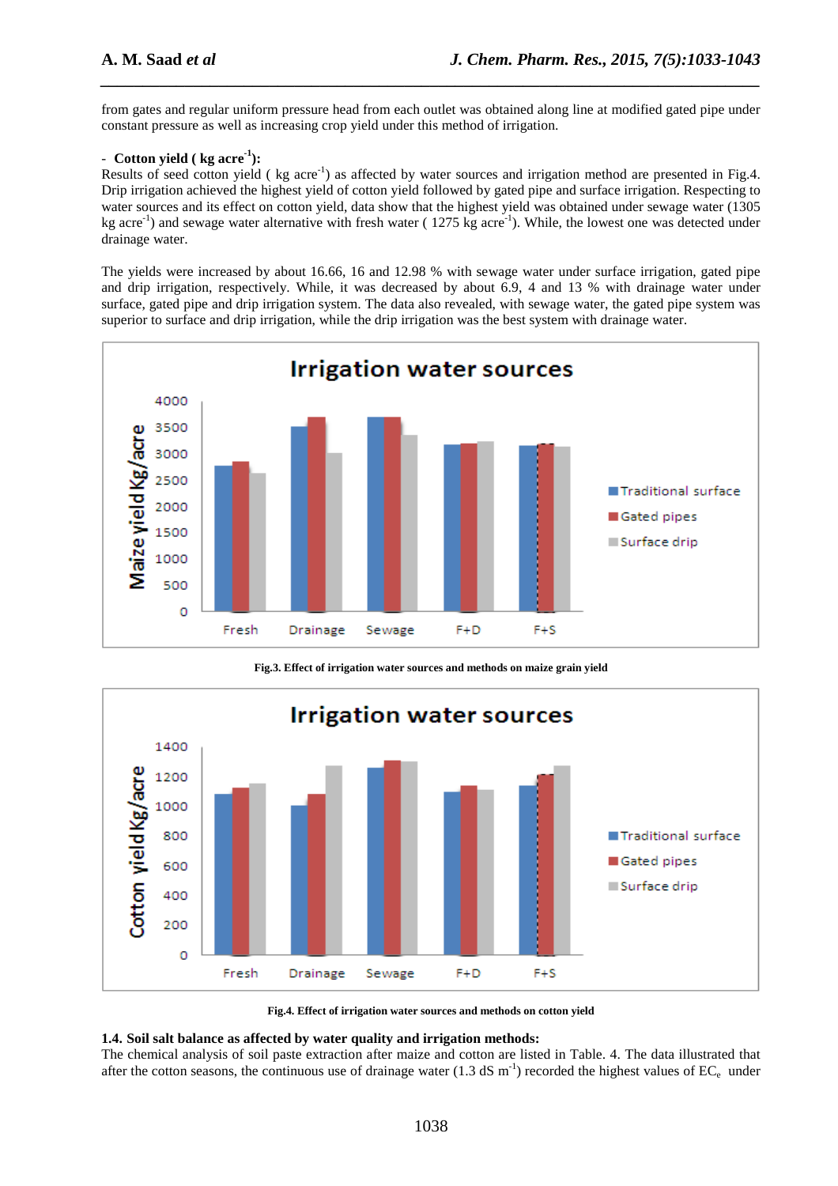from gates and regular uniform pressure head from each outlet was obtained along line at modified gated pipe under constant pressure as well as increasing crop yield under this method of irrigation.

- **Cotton yield ( kg acre$^{-1}$):**

Results of seed cotton yield ( kg acre$^{-1}$) as affected by water sources and irrigation method are presented in Fig.4. Drip irrigation achieved the highest yield of cotton yield followed by gated pipe and surface irrigation. Respecting to water sources and its effect on cotton yield, data show that the highest yield was obtained under sewage water (1305 kg acre$^{-1}$) and sewage water alternative with fresh water ( 1275 kg acre$^{-1}$). While, the lowest one was detected under drainage water.

The yields were increased by about 16.66, 16 and 12.98 % with sewage water under surface irrigation, gated pipe and drip irrigation, respectively. While, it was decreased by about 6.9, 4 and 13 % with drainage water under surface, gated pipe and drip irrigation system. The data also revealed, with sewage water, the gated pipe system was superior to surface and drip irrigation, while the drip irrigation was the best system with drainage water.

**Fig.3. Effect of irrigation water sources and methods on maize grain yield**

**Fig.4. Effect of irrigation water sources and methods on cotton yield**

**1.4. Soil salt balance as affected by water quality and irrigation methods:**

The chemical analysis of soil paste extraction after maize and cotton are listed in Table. 4. The data illustrated that after the cotton seasons, the continuous use of drainage water (1.3 dS m$^{-1}$) recorded the highest values of $EC_e$ under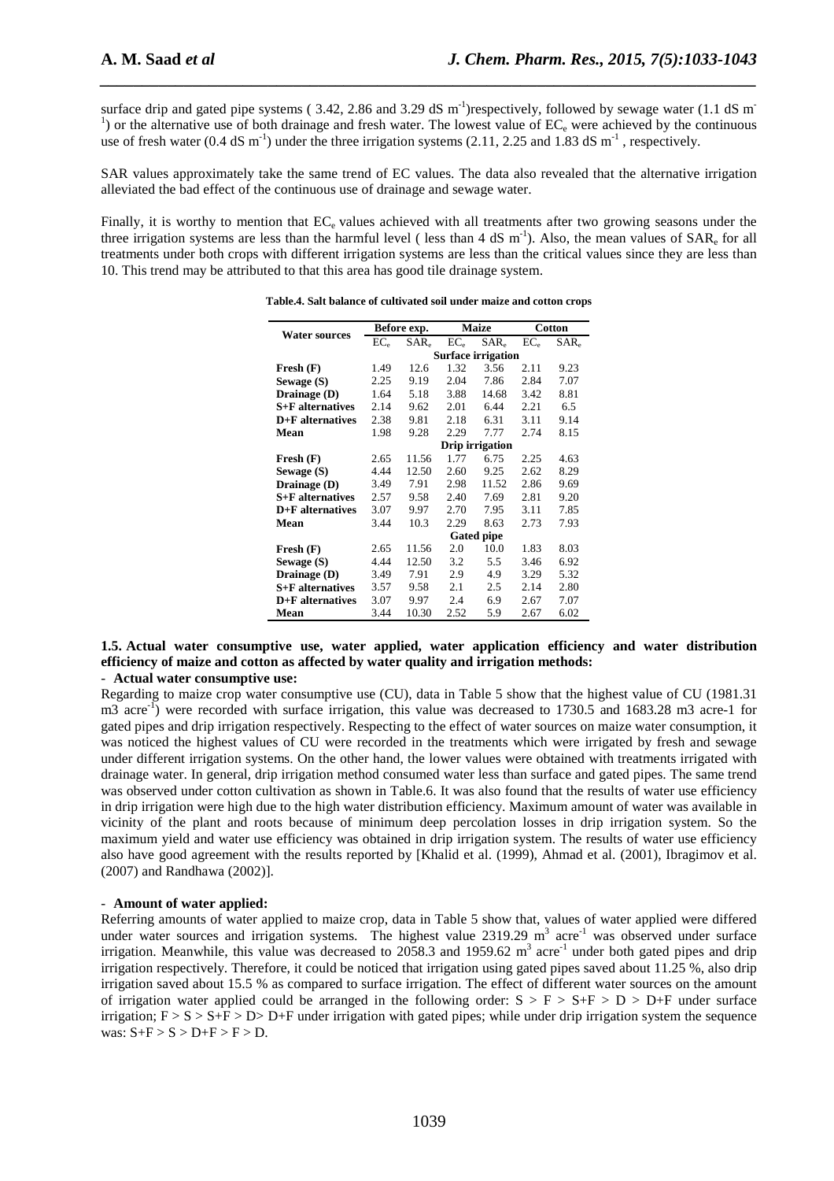surface drip and gated pipe systems ( 3.42, 2.86 and 3.29 dS $m^{-1}$)respectively, followed by sewage water (1.1 dS $m^{-1}$) or the alternative use of both drainage and fresh water. The lowest value of $EC_e$ were achieved by the continuous use of fresh water (0.4 dS $m^{-1}$) under the three irrigation systems (2.11, 2.25 and 1.83 dS $m^{-1}$ , respectively.

SAR values approximately take the same trend of EC values. The data also revealed that the alternative irrigation alleviated the bad effect of the continuous use of drainage and sewage water.

Finally, it is worthy to mention that $EC_e$ values achieved with all treatments after two growing seasons under the three irrigation systems are less than the harmful level ( less than 4 dS $m^{-1}$). Also, the mean values of $SAR_e$ for all treatments under both crops with different irrigation systems are less than the critical values since they are less than 10. This trend may be attributed to that this area has good tile drainage system.

**Table.4. Salt balance of cultivated soil under maize and cotton crops**

| Water sources | Before exp. | | Maize | | Cotton | |
|---|---|---|---|---|---|---|
| | $EC_e$ | $SAR_e$ | $EC_e$ | $SAR_e$ | $EC_e$ | $SAR_e$ |
| | **Surface irrigation** | | | | | |
| **Fresh (F)** | 1.49 | 12.6 | 1.32 | 3.56 | 2.11 | 9.23 |
| **Sewage (S)** | 2.25 | 9.19 | 2.04 | 7.86 | 2.84 | 7.07 |
| **Drainage (D)** | 1.64 | 5.18 | 3.88 | 14.68 | 3.42 | 8.81 |
| **S+F alternatives** | 2.14 | 9.62 | 2.01 | 6.44 | 2.21 | 6.5 |
| **D+F alternatives** | 2.38 | 9.81 | 2.18 | 6.31 | 3.11 | 9.14 |
| **Mean** | 1.98 | 9.28 | 2.29 | 7.77 | 2.74 | 8.15 |
| | **Drip irrigation** | | | | | |
| **Fresh (F)** | 2.65 | 11.56 | 1.77 | 6.75 | 2.25 | 4.63 |
| **Sewage (S)** | 4.44 | 12.50 | 2.60 | 9.25 | 2.62 | 8.29 |
| **Drainage (D)** | 3.49 | 7.91 | 2.98 | 11.52 | 2.86 | 9.69 |
| **S+F alternatives** | 2.57 | 9.58 | 2.40 | 7.69 | 2.81 | 9.20 |
| **D+F alternatives** | 3.07 | 9.97 | 2.70 | 7.95 | 3.11 | 7.85 |
| **Mean** | 3.44 | 10.3 | 2.29 | 8.63 | 2.73 | 7.93 |
| | **Gated pipe** | | | | | |
| **Fresh (F)** | 2.65 | 11.56 | 2.0 | 10.0 | 1.83 | 8.03 |
| **Sewage (S)** | 4.44 | 12.50 | 3.2 | 5.5 | 3.46 | 6.92 |
| **Drainage (D)** | 3.49 | 7.91 | 2.9 | 4.9 | 3.29 | 5.32 |
| **S+F alternatives** | 3.57 | 9.58 | 2.1 | 2.5 | 2.14 | 2.80 |
| **D+F alternatives** | 3.07 | 9.97 | 2.4 | 6.9 | 2.67 | 7.07 |
| **Mean** | 3.44 | 10.30 | 2.52 | 5.9 | 2.67 | 6.02 |

### 1.5. Actual water consumptive use, water applied, water application efficiency and water distribution efficiency of maize and cotton as affected by water quality and irrigation methods:

- **Actual water consumptive use:**

Regarding to maize crop water consumptive use (CU), data in Table 5 show that the highest value of CU (1981.31 $m3$ $acre^{-1}$) were recorded with surface irrigation, this value was decreased to 1730.5 and 1683.28 m3 acre-1 for gated pipes and drip irrigation respectively. Respecting to the effect of water sources on maize water consumption, it was noticed the highest values of CU were recorded in the treatments which were irrigated by fresh and sewage under different irrigation systems. On the other hand, the lower values were obtained with treatments irrigated with drainage water. In general, drip irrigation method consumed water less than surface and gated pipes. The same trend was observed under cotton cultivation as shown in Table.6. It was also found that the results of water use efficiency in drip irrigation were high due to the high water distribution efficiency. Maximum amount of water was available in vicinity of the plant and roots because of minimum deep percolation losses in drip irrigation system. So the maximum yield and water use efficiency was obtained in drip irrigation system. The results of water use efficiency also have good agreement with the results reported by [Khalid et al. (1999), Ahmad et al. (2001), Ibragimov et al. (2007) and Randhawa (2002)].

- **Amount of water applied:**

Referring amounts of water applied to maize crop, data in Table 5 show that, values of water applied were differed under water sources and irrigation systems. The highest value 2319.29 $m^3$ $acre^{-1}$ was observed under surface irrigation. Meanwhile, this value was decreased to 2058.3 and 1959.62 $m^3$ $acre^{-1}$ under both gated pipes and drip irrigation respectively. Therefore, it could be noticed that irrigation using gated pipes saved about 11.25 %, also drip irrigation saved about 15.5 % as compared to surface irrigation. The effect of different water sources on the amount of irrigation water applied could be arranged in the following order: S > F > S+F > D > D+F under surface irrigation; F > S > S+F > D> D+F under irrigation with gated pipes; while under drip irrigation system the sequence was: S+F > S > D+F > F > D.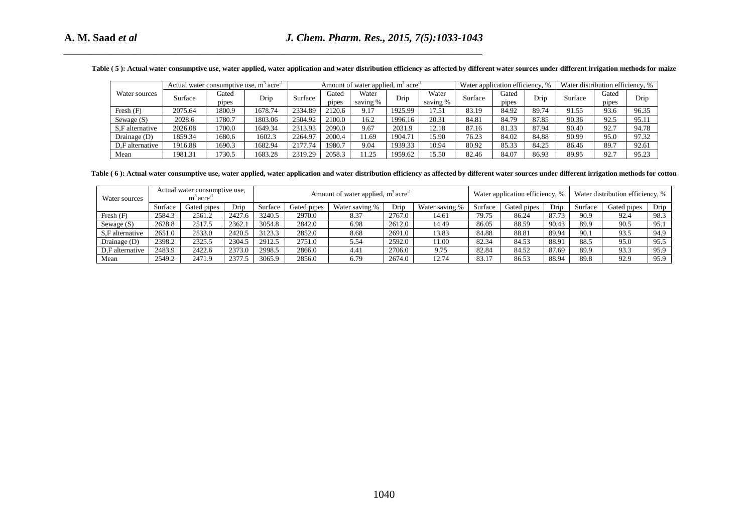**Table ( 5 ): Actual water consumptive use, water applied, water application and water distribution efficiency as affected by different water sources under different irrigation methods for maize**

| Water sources | Actual water consumptive use, $m^3$ $acre^{-1}$ | | | Amount of water applied, $m^3$ $acre^{-1}$ | | | | | Water application efficiency, % | | | Water distribution efficiency, % | | |
|---|---|---|---|---|---|---|---|---|---|---|---|---|---|---|
| | Surface | Gated pipes | Drip | Surface | Gated pipes | Water saving % | Drip | Water saving % | Surface | Gated pipes | Drip | Surface | Gated pipes | Drip |
| Fresh (F) | 2075.64 | 1800.9 | 1678.74 | 2334.89 | 2120.6 | 9.17 | 1925.99 | 17.51 | 83.19 | 84.92 | 89.74 | 91.55 | 93.6 | 96.35 |
| Sewage (S) | 2028.6 | 1780.7 | 1803.06 | 2504.92 | 2100.0 | 16.2 | 1996.16 | 20.31 | 84.81 | 84.79 | 87.85 | 90.36 | 92.5 | 95.11 |
| S,F alternative | 2026.08 | 1700.0 | 1649.34 | 2313.93 | 2090.0 | 9.67 | 2031.9 | 12.18 | 87.16 | 81.33 | 87.94 | 90.40 | 92.7 | 94.78 |
| Drainage (D) | 1859.34 | 1680.6 | 1602.3 | 2264.97 | 2000.4 | 11.69 | 1904.71 | 15.90 | 76.23 | 84.02 | 84.88 | 90.99 | 95.0 | 97.32 |
| D,F alternative | 1916.88 | 1690.3 | 1682.94 | 2177.74 | 1980.7 | 9.04 | 1939.33 | 10.94 | 80.92 | 85.33 | 84.25 | 86.46 | 89.7 | 92.61 |
| Mean | 1981.31 | 1730.5 | 1683.28 | 2319.29 | 2058.3 | 11.25 | 1959.62 | 15.50 | 82.46 | 84.07 | 86.93 | 89.95 | 92.7 | 95.23 |

**Table ( 6 ): Actual water consumptive use, water applied, water application and water distribution efficiency as affected by different water sources under different irrigation methods for cotton**

| Water sources | Actual water consumptive use, $m^3$ $acre^{-1}$ | | | Amount of water applied, $m^3$ $acre^{-1}$ | | | | | Water application efficiency, % | | | Water distribution efficiency, % | | |
|---|---|---|---|---|---|---|---|---|---|---|---|---|---|---|
| | Surface | Gated pipes | Drip | Surface | Gated pipes | Water saving % | Drip | Water saving % | Surface | Gated pipes | Drip | Surface | Gated pipes | Drip |
| Fresh (F) | 2584.3 | 2561.2 | 2427.6 | 3240.5 | 2970.0 | 8.37 | 2767.0 | 14.61 | 79.75 | 86.24 | 87.73 | 90.9 | 92.4 | 98.3 |
| Sewage (S) | 2628.8 | 2517.5 | 2362.1 | 3054.8 | 2842.0 | 6.98 | 2612.0 | 14.49 | 86.05 | 88.59 | 90.43 | 89.9 | 90.5 | 95.1 |
| S,F alternative | 2651.0 | 2533.0 | 2420.5 | 3123.3 | 2852.0 | 8.68 | 2691.0 | 13.83 | 84.88 | 88.81 | 89.94 | 90.1 | 93.5 | 94.9 |
| Drainage (D) | 2398.2 | 2325.5 | 2304.5 | 2912.5 | 2751.0 | 5.54 | 2592.0 | 11.00 | 82.34 | 84.53 | 88.91 | 88.5 | 95.0 | 95.5 |
| D,F alternative | 2483.9 | 2422.6 | 2373.0 | 2998.5 | 2866.0 | 4.41 | 2706.0 | 9.75 | 82.84 | 84.52 | 87.69 | 89.9 | 93.3 | 95.9 |
| Mean | 2549.2 | 2471.9 | 2377.5 | 3065.9 | 2856.0 | 6.79 | 2674.0 | 12.74 | 83.17 | 86.53 | 88.94 | 89.8 | 92.9 | 95.9 |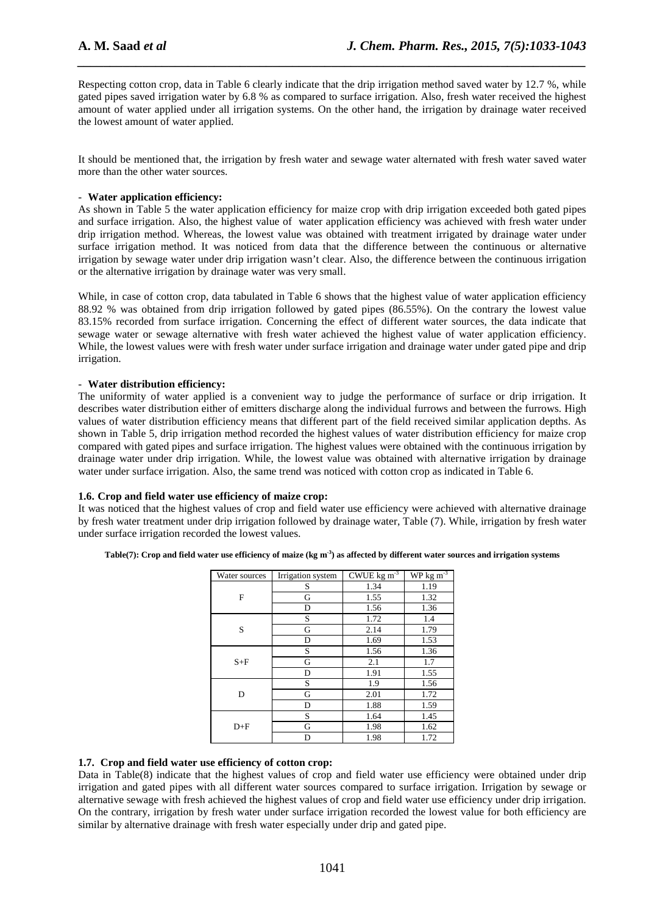Respecting cotton crop, data in Table 6 clearly indicate that the drip irrigation method saved water by 12.7 %, while gated pipes saved irrigation water by 6.8 % as compared to surface irrigation. Also, fresh water received the highest amount of water applied under all irrigation systems. On the other hand, the irrigation by drainage water received the lowest amount of water applied.

It should be mentioned that, the irrigation by fresh water and sewage water alternated with fresh water saved water more than the other water sources.

- **Water application efficiency:**

As shown in Table 5 the water application efficiency for maize crop with drip irrigation exceeded both gated pipes and surface irrigation. Also, the highest value of water application efficiency was achieved with fresh water under drip irrigation method. Whereas, the lowest value was obtained with treatment irrigated by drainage water under surface irrigation method. It was noticed from data that the difference between the continuous or alternative irrigation by sewage water under drip irrigation wasn't clear. Also, the difference between the continuous irrigation or the alternative irrigation by drainage water was very small.

While, in case of cotton crop, data tabulated in Table 6 shows that the highest value of water application efficiency 88.92 % was obtained from drip irrigation followed by gated pipes (86.55%). On the contrary the lowest value 83.15% recorded from surface irrigation. Concerning the effect of different water sources, the data indicate that sewage water or sewage alternative with fresh water achieved the highest value of water application efficiency. While, the lowest values were with fresh water under surface irrigation and drainage water under gated pipe and drip irrigation.

- **Water distribution efficiency:**

The uniformity of water applied is a convenient way to judge the performance of surface or drip irrigation. It describes water distribution either of emitters discharge along the individual furrows and between the furrows. High values of water distribution efficiency means that different part of the field received similar application depths. As shown in Table 5, drip irrigation method recorded the highest values of water distribution efficiency for maize crop compared with gated pipes and surface irrigation. The highest values were obtained with the continuous irrigation by drainage water under drip irrigation. While, the lowest value was obtained with alternative irrigation by drainage water under surface irrigation. Also, the same trend was noticed with cotton crop as indicated in Table 6.

### 1.6. Crop and field water use efficiency of maize crop:

It was noticed that the highest values of crop and field water use efficiency were achieved with alternative drainage by fresh water treatment under drip irrigation followed by drainage water, Table (7). While, irrigation by fresh water under surface irrigation recorded the lowest values.

**Table(7): Crop and field water use efficiency of maize (kg m$^{-3}$) as affected by different water sources and irrigation systems**

| Water sources | Irrigation system | CWUE kg m$^{-3}$ | WP kg m$^{-3}$ |
|---|---|---|---|
| F | S | 1.34 | 1.19 |
| | G | 1.55 | 1.32 |
| | D | 1.56 | 1.36 |
| S | S | 1.72 | 1.4 |
| | G | 2.14 | 1.79 |
| | D | 1.69 | 1.53 |
| S+F | S | 1.56 | 1.36 |
| | G | 2.1 | 1.7 |
| | D | 1.91 | 1.55 |
| D | S | 1.9 | 1.56 |
| | G | 2.01 | 1.72 |
| | D | 1.88 | 1.59 |
| D+F | S | 1.64 | 1.45 |
| | G | 1.98 | 1.62 |
| | D | 1.98 | 1.72 |

### 1.7. Crop and field water use efficiency of cotton crop:

Data in Table(8) indicate that the highest values of crop and field water use efficiency were obtained under drip irrigation and gated pipes with all different water sources compared to surface irrigation. Irrigation by sewage or alternative sewage with fresh achieved the highest values of crop and field water use efficiency under drip irrigation. On the contrary, irrigation by fresh water under surface irrigation recorded the lowest value for both efficiency are similar by alternative drainage with fresh water especially under drip and gated pipe.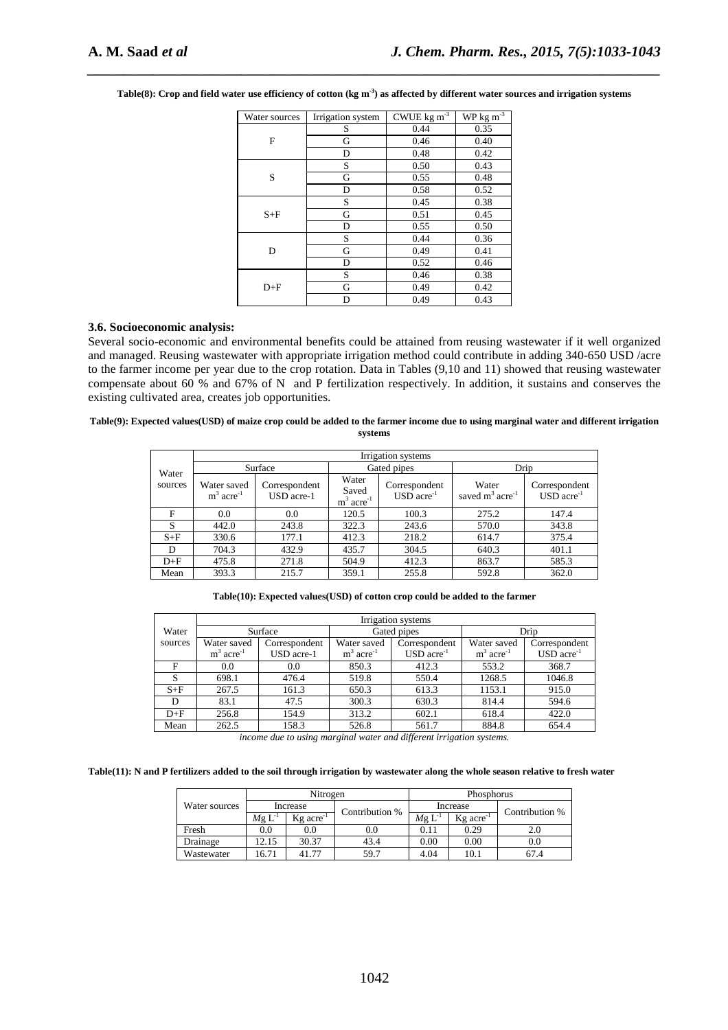**Table(8): Crop and field water use efficiency of cotton (kg $m^{-3}$) as affected by different water sources and irrigation systems**

| Water sources | Irrigation system | CWUE kg $m^{-3}$ | WP kg $m^{-3}$ |
|---|---|---|---|
| F | S | 0.44 | 0.35 |
| | G | 0.46 | 0.40 |
| | D | 0.48 | 0.42 |
| S | S | 0.50 | 0.43 |
| | G | 0.55 | 0.48 |
| | D | 0.58 | 0.52 |
| S+F | S | 0.45 | 0.38 |
| | G | 0.51 | 0.45 |
| | D | 0.55 | 0.50 |
| D | S | 0.44 | 0.36 |
| | G | 0.49 | 0.41 |
| | D | 0.52 | 0.46 |
| D+F | S | 0.46 | 0.38 |
| | G | 0.49 | 0.42 |
| | D | 0.49 | 0.43 |

### 3.6. Socioeconomic analysis:

Several socio-economic and environmental benefits could be attained from reusing wastewater if it well organized and managed. Reusing wastewater with appropriate irrigation method could contribute in adding 340-650 USD /acre to the farmer income per year due to the crop rotation. Data in Tables (9,10 and 11) showed that reusing wastewater compensate about 60 % and 67% of N and P fertilization respectively. In addition, it sustains and conserves the existing cultivated area, creates job opportunities.

**Table(9): Expected values(USD) of maize crop could be added to the farmer income due to using marginal water and different irrigation systems**

| Water sources | Irrigation systems | | | | | |
|---|---|---|---|---|---|---|
| | Surface | | Gated pipes | | Drip | |
| | Water saved $m^3$ $acre^{-1}$ | Correspondent USD acre-1 | Water Saved $m^3$ $acre^{-1}$ | Correspondent USD $acre^{-1}$ | Water saved $m^3$ $acre^{-1}$ | Correspondent USD $acre^{-1}$ |
| F | 0.0 | 0.0 | 120.5 | 100.3 | 275.2 | 147.4 |
| S | 442.0 | 243.8 | 322.3 | 243.6 | 570.0 | 343.8 |
| S+F | 330.6 | 177.1 | 412.3 | 218.2 | 614.7 | 375.4 |
| D | 704.3 | 432.9 | 435.7 | 304.5 | 640.3 | 401.1 |
| D+F | 475.8 | 271.8 | 504.9 | 412.3 | 863.7 | 585.3 |
| Mean | 393.3 | 215.7 | 359.1 | 255.8 | 592.8 | 362.0 |

**Table(10): Expected values(USD) of cotton crop could be added to the farmer income due to using marginal water and different irrigation systems.**

| Water sources | Irrigation systems | | | | | |
|---|---|---|---|---|---|---|
| | Surface | | Gated pipes | | Drip | |
| | Water saved $m^3$ $acre^{-1}$ | Correspondent USD acre-1 | Water saved $m^3$ $acre^{-1}$ | Correspondent USD $acre^{-1}$ | Water saved $m^3$ $acre^{-1}$ | Correspondent USD $acre^{-1}$ |
| F | 0.0 | 0.0 | 850.3 | 412.3 | 553.2 | 368.7 |
| S | 698.1 | 476.4 | 519.8 | 550.4 | 1268.5 | 1046.8 |
| S+F | 267.5 | 161.3 | 650.3 | 613.3 | 1153.1 | 915.0 |
| D | 83.1 | 47.5 | 300.3 | 630.3 | 814.4 | 594.6 |
| D+F | 256.8 | 154.9 | 313.2 | 602.1 | 618.4 | 422.0 |
| Mean | 262.5 | 158.3 | 526.8 | 561.7 | 884.8 | 654.4 |

**Table(11): N and P fertilizers added to the soil through irrigation by wastewater along the whole season relative to fresh water**

| Water sources | Nitrogen | | | Phosphorus | | |
|---|---|---|---|---|---|---|
| | Increase | | Contribution % | Increase | | Contribution % |
| | Mg $L^{-1}$ | Kg $acre^{-1}$ | | Mg $L^{-1}$ | Kg $acre^{-1}$ | |
| Fresh | 0.0 | 0.0 | 0.0 | 0.11 | 0.29 | 2.0 |
| Drainage | 12.15 | 30.37 | 43.4 | 0.00 | 0.00 | 0.0 |
| Wastewater | 16.71 | 41.77 | 59.7 | 4.04 | 10.1 | 67.4 |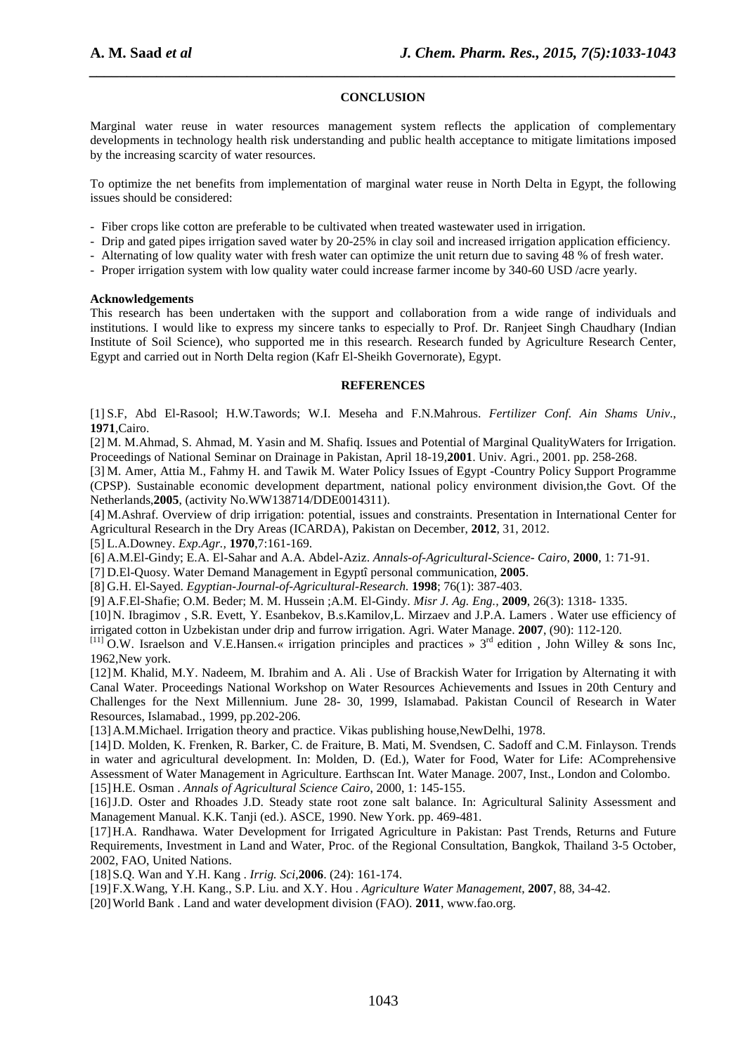## CONCLUSION

Marginal water reuse in water resources management system reflects the application of complementary developments in technology health risk understanding and public health acceptance to mitigate limitations imposed by the increasing scarcity of water resources.

To optimize the net benefits from implementation of marginal water reuse in North Delta in Egypt, the following issues should be considered:

- Fiber crops like cotton are preferable to be cultivated when treated wastewater used in irrigation.
- Drip and gated pipes irrigation saved water by 20-25% in clay soil and increased irrigation application efficiency.
- Alternating of low quality water with fresh water can optimize the unit return due to saving 48 % of fresh water.
- Proper irrigation system with low quality water could increase farmer income by 340-60 USD /acre yearly.

**Acknowledgements**

This research has been undertaken with the support and collaboration from a wide range of individuals and institutions. I would like to express my sincere tanks to especially to Prof. Dr. Ranjeet Singh Chaudhary (Indian Institute of Soil Science), who supported me in this research. Research funded by Agriculture Research Center, Egypt and carried out in North Delta region (Kafr El-Sheikh Governorate), Egypt.

## REFERENCES

[1] S.F, Abd El-Rasool; H.W.Tawords; W.I. Meseha and F.N.Mahrous. *Fertilizer Conf. Ain Shams Univ.*, **1971**,Cairo.

[2] M. M.Ahmad, S. Ahmad, M. Yasin and M. Shafiq. Issues and Potential of Marginal QualityWaters for Irrigation. Proceedings of National Seminar on Drainage in Pakistan, April 18-19,**2001**. Univ. Agri., 2001. pp. 258-268.

[3] M. Amer, Attia M., Fahmy H. and Tawik M. Water Policy Issues of Egypt -Country Policy Support Programme (CPSP). Sustainable economic development department, national policy environment division,the Govt. Of the Netherlands,**2005**, (activity No.WW138714/DDE0014311).

[4] M.Ashraf. Overview of drip irrigation: potential, issues and constraints. Presentation in International Center for Agricultural Research in the Dry Areas (ICARDA), Pakistan on December, **2012**, 31, 2012.

[5] L.A.Downey. *Exp.Agr.*, **1970**,7:161-169.

[6] A.M.El-Gindy; E.A. El-Sahar and A.A. Abdel-Aziz. *Annals-of-Agricultural-Science- Cairo*, **2000**, 1: 71-91.

[7] D.El-Quosy. Water Demand Management in Egyptî personal communication, **2005**.

[8] G.H. El-Sayed. *Egyptian-Journal-of-Agricultural-Research.* **1998**; 76(1): 387-403.

[9] A.F.El-Shafie; O.M. Beder; M. M. Hussein ;A.M. El-Gindy. *Misr J. Ag. Eng.*, **2009**, 26(3): 1318- 1335.

[10] N. Ibragimov , S.R. Evett, Y. Esanbekov, B.s.Kamilov,L. Mirzaev and J.P.A. Lamers . Water use efficiency of irrigated cotton in Uzbekistan under drip and furrow irrigation. Agri. Water Manage. **2007**, (90): 112-120.

[11] O.W. Israelson and V.E.Hansen.« irrigation principles and practices » 3rd edition , John Willey & sons Inc, 1962,New york.

[12] M. Khalid, M.Y. Nadeem, M. Ibrahim and A. Ali . Use of Brackish Water for Irrigation by Alternating it with Canal Water. Proceedings National Workshop on Water Resources Achievements and Issues in 20th Century and Challenges for the Next Millennium. June 28- 30, 1999, Islamabad. Pakistan Council of Research in Water Resources, Islamabad., 1999, pp.202-206.

[13] A.M.Michael. Irrigation theory and practice. Vikas publishing house,NewDelhi, 1978.

[14] D. Molden, K. Frenken, R. Barker, C. de Fraiture, B. Mati, M. Svendsen, C. Sadoff and C.M. Finlayson. Trends in water and agricultural development. In: Molden, D. (Ed.), Water for Food, Water for Life: AComprehensive Assessment of Water Management in Agriculture. Earthscan Int. Water Manage. 2007, Inst., London and Colombo.

[15] H.E. Osman . *Annals of Agricultural Science Cairo*, 2000, 1: 145-155.

[16] J.D. Oster and Rhoades J.D. Steady state root zone salt balance. In: Agricultural Salinity Assessment and Management Manual. K.K. Tanji (ed.). ASCE, 1990. New York. pp. 469-481.

[17] H.A. Randhawa. Water Development for Irrigated Agriculture in Pakistan: Past Trends, Returns and Future Requirements, Investment in Land and Water, Proc. of the Regional Consultation, Bangkok, Thailand 3-5 October, 2002, FAO, United Nations.

[18] S.Q. Wan and Y.H. Kang . *Irrig. Sci*,**2006**. (24): 161-174.

[19] F.X.Wang, Y.H. Kang., S.P. Liu. and X.Y. Hou . *Agriculture Water Management*, **2007**, 88, 34-42.

[20] World Bank . Land and water development division (FAO). **2011**, www.fao.org.